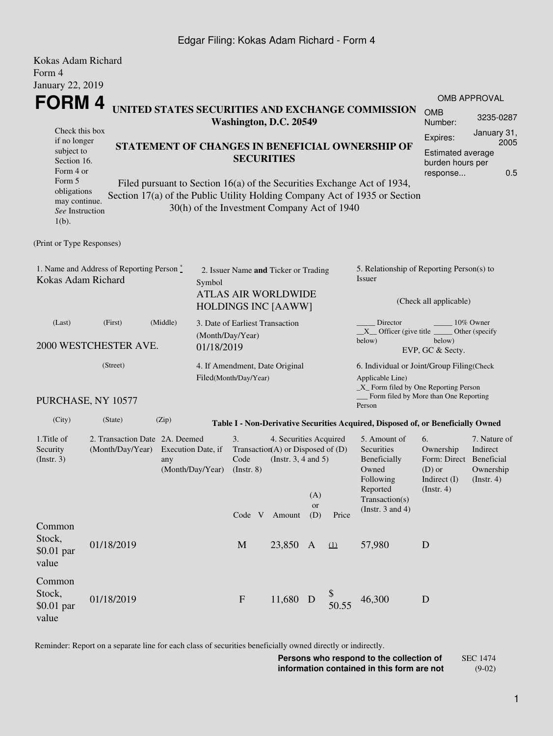Edgar Filing: Kokas Adam Richard - Form 4

Kokas Adam Richard
Form 4
January 22, 2019

# FORM 4

## UNITED STATES SECURITIES AND EXCHANGE COMMISSION
**Washington, D.C. 20549**

Check this box if no longer subject to Section 16. Form 4 or Form 5 obligations may continue. *See* Instruction 1(b).

## STATEMENT OF CHANGES IN BENEFICIAL OWNERSHIP OF SECURITIES

Filed pursuant to Section 16(a) of the Securities Exchange Act of 1934, Section 17(a) of the Public Utility Holding Company Act of 1935 or Section 30(h) of the Investment Company Act of 1940

| OMB APPROVAL | |
|---|---|
| OMB Number: | 3235-0287 |
| Expires: | January 31, 2005 |
| Estimated average burden hours per response... | 0.5 |

(Print or Type Responses)

1. Name and Address of Reporting Person *
Kokas Adam Richard

(Last) (First) (Middle)

2000 WESTCHESTER AVE.

(Street)

PURCHASE, NY 10577

(City) (State) (Zip)

2. Issuer Name **and** Ticker or Trading Symbol
ATLAS AIR WORLDWIDE HOLDINGS INC [AAWW]

3. Date of Earliest Transaction (Month/Day/Year)
01/18/2019

4. If Amendment, Date Original Filed(Month/Day/Year)

5. Relationship of Reporting Person(s) to Issuer

(Check all applicable)

_____ Director _____ 10% Owner
__X__ Officer (give title below) _____ Other (specify below)
EVP, GC & Secty.

6. Individual or Joint/Group Filing(Check Applicable Line)
_X_ Form filed by One Reporting Person
___ Form filed by More than One Reporting Person

**Table I - Non-Derivative Securities Acquired, Disposed of, or Beneficially Owned**

| 1.Title of Security (Instr. 3) | 2. Transaction Date (Month/Day/Year) | 2A. Deemed Execution Date, if any (Month/Day/Year) | 3. Transaction Code (Instr. 8) | | 4. Securities Acquired (A) or Disposed of (D) (Instr. 3, 4 and 5) | | | 5. Amount of Securities Beneficially Owned Following Reported Transaction(s) (Instr. 3 and 4) | 6. Ownership Form: Direct (D) or Indirect (I) (Instr. 4) | 7. Nature of Indirect Beneficial Ownership (Instr. 4) |
|---|---|---|---|---|---|---|---|---|---|---|
| | | | Code | V | Amount | (A) or (D) | Price | | | |
| Common Stock, $0.01 par value | 01/18/2019 | | M | | 23,850 | A | (1) | 57,980 | D | |
| Common Stock, $0.01 par value | 01/18/2019 | | F | | 11,680 | D | $ 50.55 | 46,300 | D | |

Reminder: Report on a separate line for each class of securities beneficially owned directly or indirectly.

**Persons who respond to the collection of information contained in this form are not**

SEC 1474 (9-02)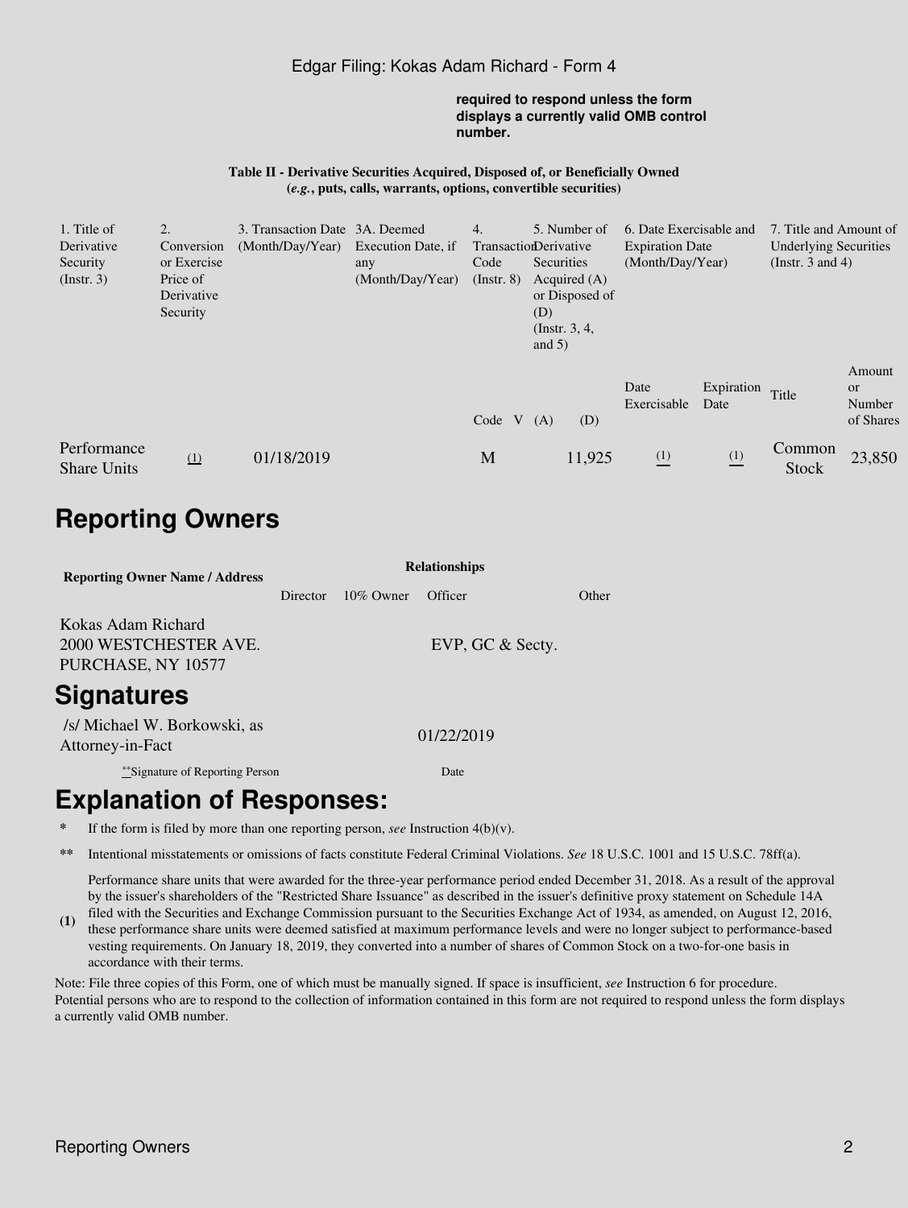required to respond unless the form displays a currently valid OMB control number.

**Table II - Derivative Securities Acquired, Disposed of, or Beneficially Owned (*e.g.*, puts, calls, warrants, options, convertible securities)**

| 1. Title of Derivative Security (Instr. 3) | 2. Conversion or Exercise Price of Derivative Security | 3. Transaction Date (Month/Day/Year) | 3A. Deemed Execution Date, if any (Month/Day/Year) | 4. Transaction Code (Instr. 8) | | 5. Number of Derivative Securities Acquired (A) or Disposed of (D) (Instr. 3, 4, and 5) | | 6. Date Exercisable and Expiration Date (Month/Day/Year) | | 7. Title and Amount of Underlying Securities (Instr. 3 and 4) | |
|---|---|---|---|---|---|---|---|---|---|---|---|
| | | | | Code | V | (A) | (D) | Date Exercisable | Expiration Date | Title | Amount or Number of Shares |
| Performance Share Units | (1) | 01/18/2019 | | M | | | 11,925 | (1) | (1) | Common Stock | 23,850 |

## Reporting Owners

| Reporting Owner Name / Address | Relationships | | | |
|---|---|---|---|---|
| | Director | 10% Owner | Officer | Other |
| Kokas Adam Richard<br>2000 WESTCHESTER AVE.<br>PURCHASE, NY 10577 | | | EVP, GC & Secty. | |

## Signatures

| | |
|---|---|
| /s/ Michael W. Borkowski, as Attorney-in-Fact | 01/22/2019 |
| **Signature of Reporting Person | Date |

## Explanation of Responses:

\* If the form is filed by more than one reporting person, *see* Instruction 4(b)(v).

\*\* Intentional misstatements or omissions of facts constitute Federal Criminal Violations. *See* 18 U.S.C. 1001 and 15 U.S.C. 78ff(a).

**(1)** Performance share units that were awarded for the three-year performance period ended December 31, 2018. As a result of the approval by the issuer's shareholders of the "Restricted Share Issuance" as described in the issuer's definitive proxy statement on Schedule 14A filed with the Securities and Exchange Commission pursuant to the Securities Exchange Act of 1934, as amended, on August 12, 2016, these performance share units were deemed satisfied at maximum performance levels and were no longer subject to performance-based vesting requirements. On January 18, 2019, they converted into a number of shares of Common Stock on a two-for-one basis in accordance with their terms.

Note: File three copies of this Form, one of which must be manually signed. If space is insufficient, *see* Instruction 6 for procedure.
Potential persons who are to respond to the collection of information contained in this form are not required to respond unless the form displays a currently valid OMB number.